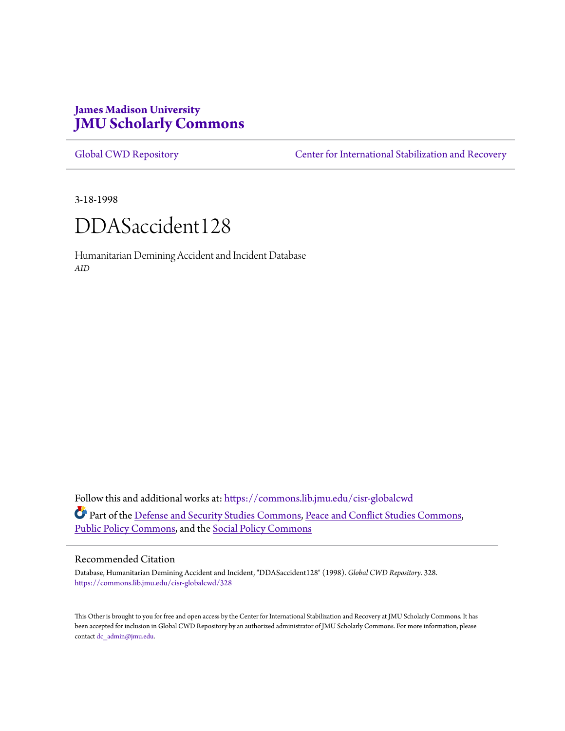**James Madison University**
**JMU Scholarly Commons**

Global CWD Repository | Center for International Stabilization and Recovery

---

3-18-1998

# DDASaccident128

Humanitarian Demining Accident and Incident Database
*AID*

Follow this and additional works at: https://commons.lib.jmu.edu/cisr-globalcwd

Part of the Defense and Security Studies Commons, Peace and Conflict Studies Commons, Public Policy Commons, and the Social Policy Commons

## Recommended Citation

Database, Humanitarian Demining Accident and Incident, "DDASaccident128" (1998). *Global CWD Repository*. 328.
https://commons.lib.jmu.edu/cisr-globalcwd/328

This Other is brought to you for free and open access by the Center for International Stabilization and Recovery at JMU Scholarly Commons. It has been accepted for inclusion in Global CWD Repository by an authorized administrator of JMU Scholarly Commons. For more information, please contact dc_admin@jmu.edu.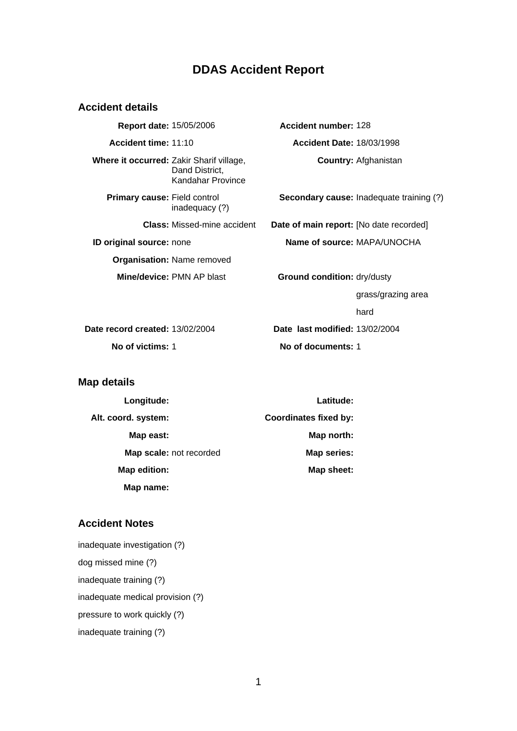# DDAS Accident Report

## Accident details

| | | | |
|---|---|---|---|
| **Report date:** | 15/05/2006 | **Accident number:** | 128 |
| **Accident time:** | 11:10 | **Accident Date:** | 18/03/1998 |
| **Where it occurred:** | Zakir Sharif village, Dand District, Kandahar Province | **Country:** | Afghanistan |
| **Primary cause:** | Field control inadequacy (?) | **Secondary cause:** | Inadequate training (?) |
| **Class:** | Missed-mine accident | **Date of main report:** | [No date recorded] |
| **ID original source:** | none | **Name of source:** | MAPA/UNOCHA |
| **Organisation:** | Name removed | | |
| **Mine/device:** | PMN AP blast | **Ground condition:** | dry/dusty<br>grass/grazing area<br>hard |
| **Date record created:** | 13/02/2004 | **Date last modified:** | 13/02/2004 |
| **No of victims:** | 1 | **No of documents:** | 1 |

## Map details

| | | | |
|---|---|---|---|
| **Longitude:** | | **Latitude:** | |
| **Alt. coord. system:** | | **Coordinates fixed by:** | |
| **Map east:** | | **Map north:** | |
| **Map scale:** | not recorded | **Map series:** | |
| **Map edition:** | | **Map sheet:** | |
| **Map name:** | | | |

## Accident Notes

inadequate investigation (?)

dog missed mine (?)

inadequate training (?)

inadequate medical provision (?)

pressure to work quickly (?)

inadequate training (?)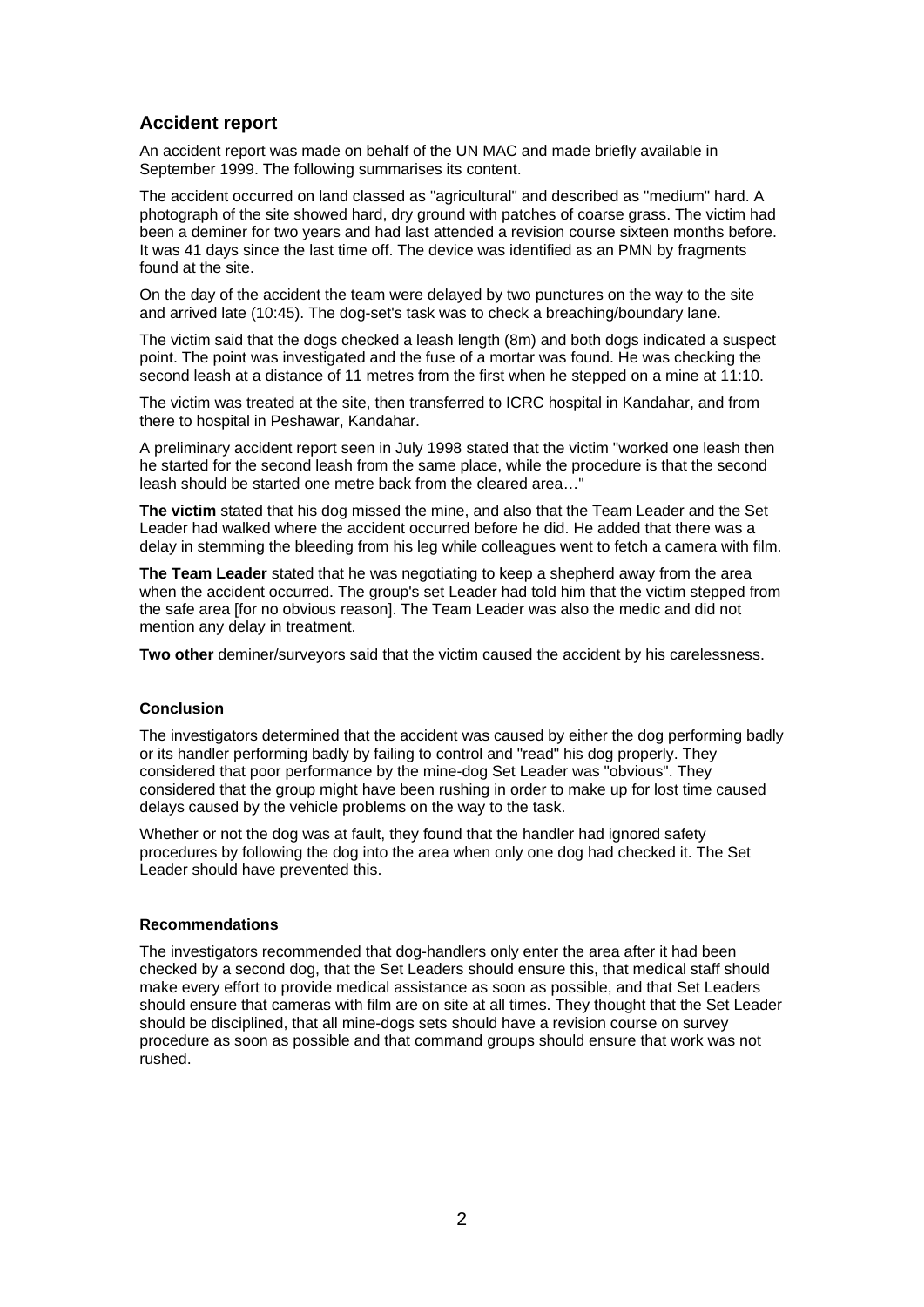## Accident report

An accident report was made on behalf of the UN MAC and made briefly available in September 1999. The following summarises its content.

The accident occurred on land classed as "agricultural" and described as "medium" hard. A photograph of the site showed hard, dry ground with patches of coarse grass. The victim had been a deminer for two years and had last attended a revision course sixteen months before. It was 41 days since the last time off. The device was identified as an PMN by fragments found at the site.

On the day of the accident the team were delayed by two punctures on the way to the site and arrived late (10:45). The dog-set's task was to check a breaching/boundary lane.

The victim said that the dogs checked a leash length (8m) and both dogs indicated a suspect point. The point was investigated and the fuse of a mortar was found. He was checking the second leash at a distance of 11 metres from the first when he stepped on a mine at 11:10.

The victim was treated at the site, then transferred to ICRC hospital in Kandahar, and from there to hospital in Peshawar, Kandahar.

A preliminary accident report seen in July 1998 stated that the victim "worked one leash then he started for the second leash from the same place, while the procedure is that the second leash should be started one metre back from the cleared area…"

**The victim** stated that his dog missed the mine, and also that the Team Leader and the Set Leader had walked where the accident occurred before he did. He added that there was a delay in stemming the bleeding from his leg while colleagues went to fetch a camera with film.

**The Team Leader** stated that he was negotiating to keep a shepherd away from the area when the accident occurred. The group's set Leader had told him that the victim stepped from the safe area [for no obvious reason]. The Team Leader was also the medic and did not mention any delay in treatment.

**Two other** deminer/surveyors said that the victim caused the accident by his carelessness.

### Conclusion

The investigators determined that the accident was caused by either the dog performing badly or its handler performing badly by failing to control and "read" his dog properly. They considered that poor performance by the mine-dog Set Leader was "obvious". They considered that the group might have been rushing in order to make up for lost time caused delays caused by the vehicle problems on the way to the task.

Whether or not the dog was at fault, they found that the handler had ignored safety procedures by following the dog into the area when only one dog had checked it. The Set Leader should have prevented this.

### Recommendations

The investigators recommended that dog-handlers only enter the area after it had been checked by a second dog, that the Set Leaders should ensure this, that medical staff should make every effort to provide medical assistance as soon as possible, and that Set Leaders should ensure that cameras with film are on site at all times. They thought that the Set Leader should be disciplined, that all mine-dogs sets should have a revision course on survey procedure as soon as possible and that command groups should ensure that work was not rushed.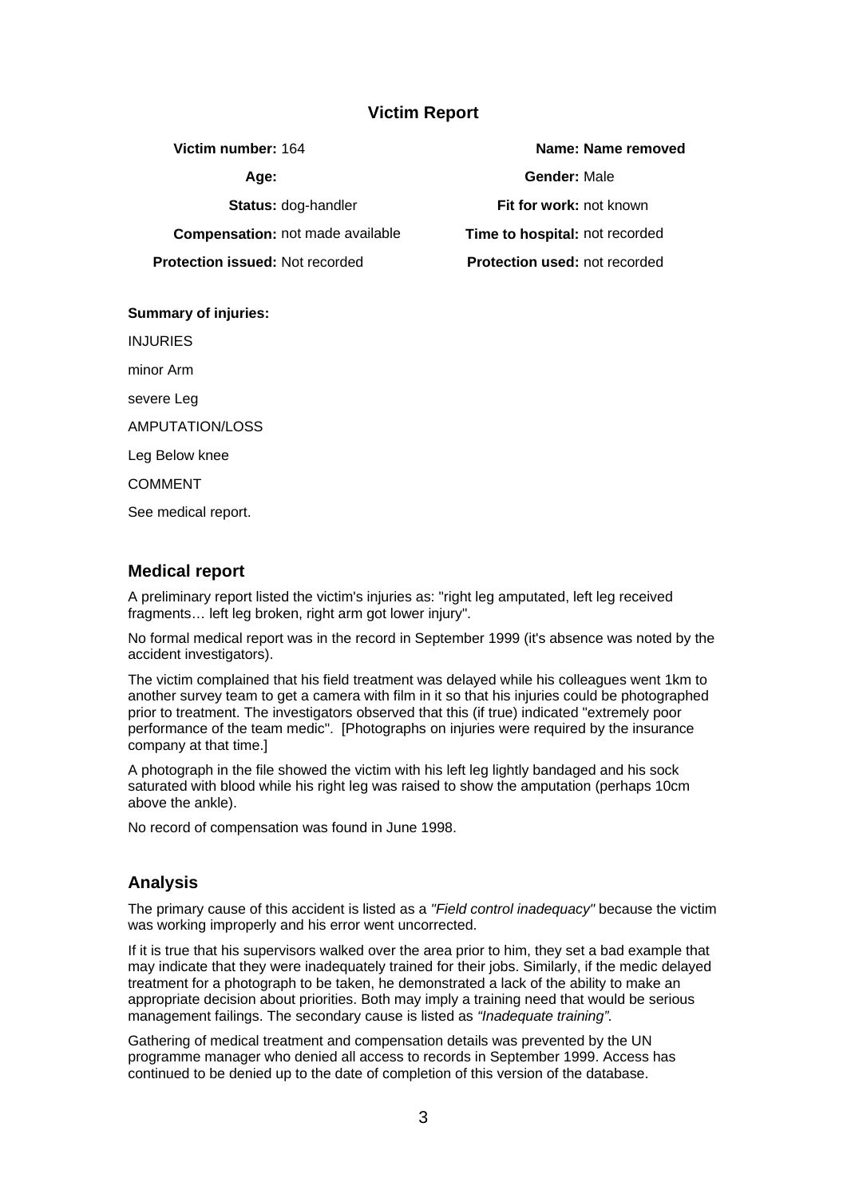## Victim Report

| | | | |
|---|---|---|---|
| **Victim number:** | 164 | **Name:** | **Name removed** |
| **Age:** | | **Gender:** | Male |
| **Status:** | dog-handler | **Fit for work:** | not known |
| **Compensation:** | not made available | **Time to hospital:** | not recorded |
| **Protection issued:** | Not recorded | **Protection used:** | not recorded |

**Summary of injuries:**

INJURIES

minor Arm

severe Leg

AMPUTATION/LOSS

Leg Below knee

COMMENT

See medical report.

### Medical report

A preliminary report listed the victim's injuries as: "right leg amputated, left leg received fragments… left leg broken, right arm got lower injury".

No formal medical report was in the record in September 1999 (it's absence was noted by the accident investigators).

The victim complained that his field treatment was delayed while his colleagues went 1km to another survey team to get a camera with film in it so that his injuries could be photographed prior to treatment. The investigators observed that this (if true) indicated "extremely poor performance of the team medic". [Photographs on injuries were required by the insurance company at that time.]

A photograph in the file showed the victim with his left leg lightly bandaged and his sock saturated with blood while his right leg was raised to show the amputation (perhaps 10cm above the ankle).

No record of compensation was found in June 1998.

### Analysis

The primary cause of this accident is listed as a *"Field control inadequacy"* because the victim was working improperly and his error went uncorrected.

If it is true that his supervisors walked over the area prior to him, they set a bad example that may indicate that they were inadequately trained for their jobs. Similarly, if the medic delayed treatment for a photograph to be taken, he demonstrated a lack of the ability to make an appropriate decision about priorities. Both may imply a training need that would be serious management failings. The secondary cause is listed as *"Inadequate training"*.

Gathering of medical treatment and compensation details was prevented by the UN programme manager who denied all access to records in September 1999. Access has continued to be denied up to the date of completion of this version of the database.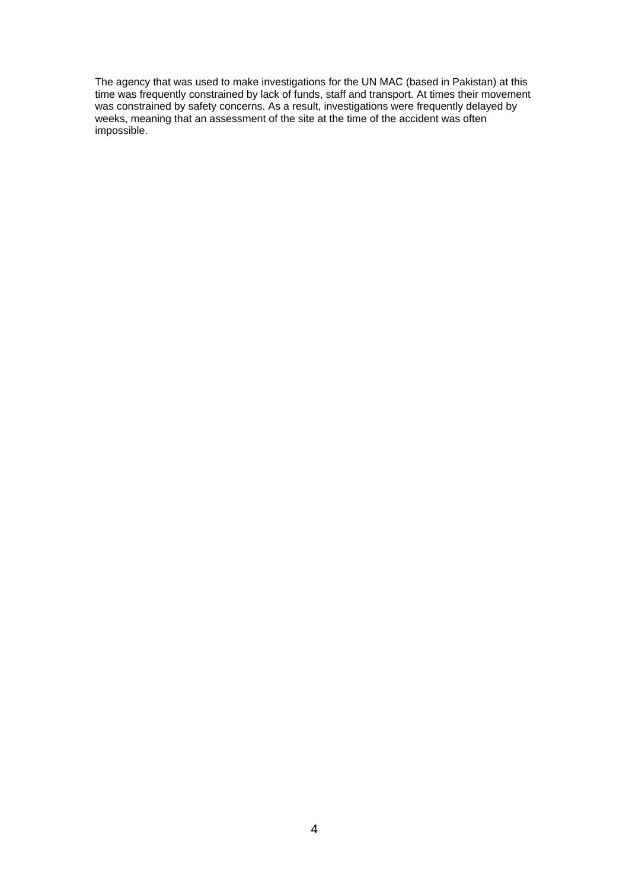The agency that was used to make investigations for the UN MAC (based in Pakistan) at this time was frequently constrained by lack of funds, staff and transport. At times their movement was constrained by safety concerns. As a result, investigations were frequently delayed by weeks, meaning that an assessment of the site at the time of the accident was often impossible.